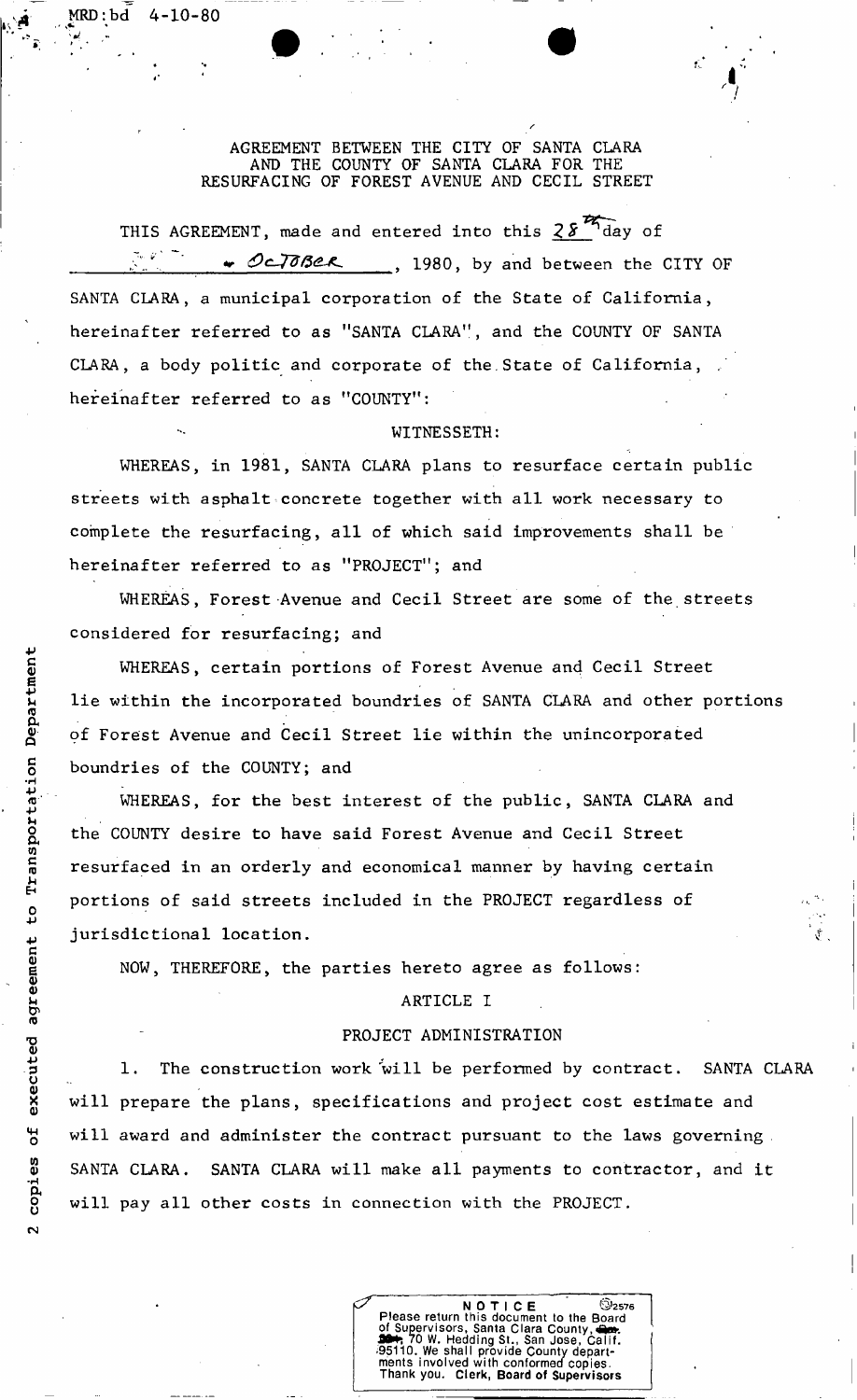MRD:bd 4-10-80

AGREEMENT BETWEEN THE CITY OF SANTA CLARA AND THE COUNTY OF SANTA CLARA FOR THE RESURFACING OF FOREST AVENUE AND CECIL STREET

THIS AGREEMENT, made and entered into this 28th day of October, 1980, by and between the CITY OF SANTA CLARA, a municipal corporation of the State of California, hereinafter referred to as "SANTA CLARA", and the COUNTY OF SANTA CLARA, a body politic and corporate of the State of California, hereinafter referred to as "COUNTY":

WITNESSETH:

WHEREAS, in 1981, SANTA CLARA plans to resurface certain public streets with asphalt concrete together with all work necessary to complete the resurfacing, all of which said improvements shall be hereinafter referred to as "PROJECT"; and

WHEREAS, Forest Avenue and Cecil Street are some of the streets considered for resurfacing; and

WHEREAS, certain portions of Forest Avenue and Cecil Street lie within the incorporated boundries of SANTA CLARA and other portions of Forest Avenue and Cecil Street lie within the unincorporated boundries of the COUNTY; and

WHEREAS, for the best interest of the public, SANTA CLARA and the COUNTY desire to have said Forest Avenue and Cecil Street resurfaced in an orderly and economical manner by having certain portions of said streets included in the PROJECT regardless of jurisdictional location.

NOW, THEREFORE, the parties hereto agree as follows:

ARTICLE I

PROJECT ADMINISTRATION

1. The construction work will be performed by contract. SANTA CLARA will prepare the plans, specifications and project cost estimate and will award and administer the contract pursuant to the laws governing SANTA CLARA. SANTA CLARA will make all payments to contractor, and it will pay all other costs in connection with the PROJECT.

2 copies of executed agreement to Transportation Department

NOTICE 2576
Please return this document to the Board of Supervisors, Santa Clara County, 70 W. Hedding St., San Jose, Calif. 95110. We shall provide County departments involved with conformed copies. Thank you. Clerk, Board of Supervisors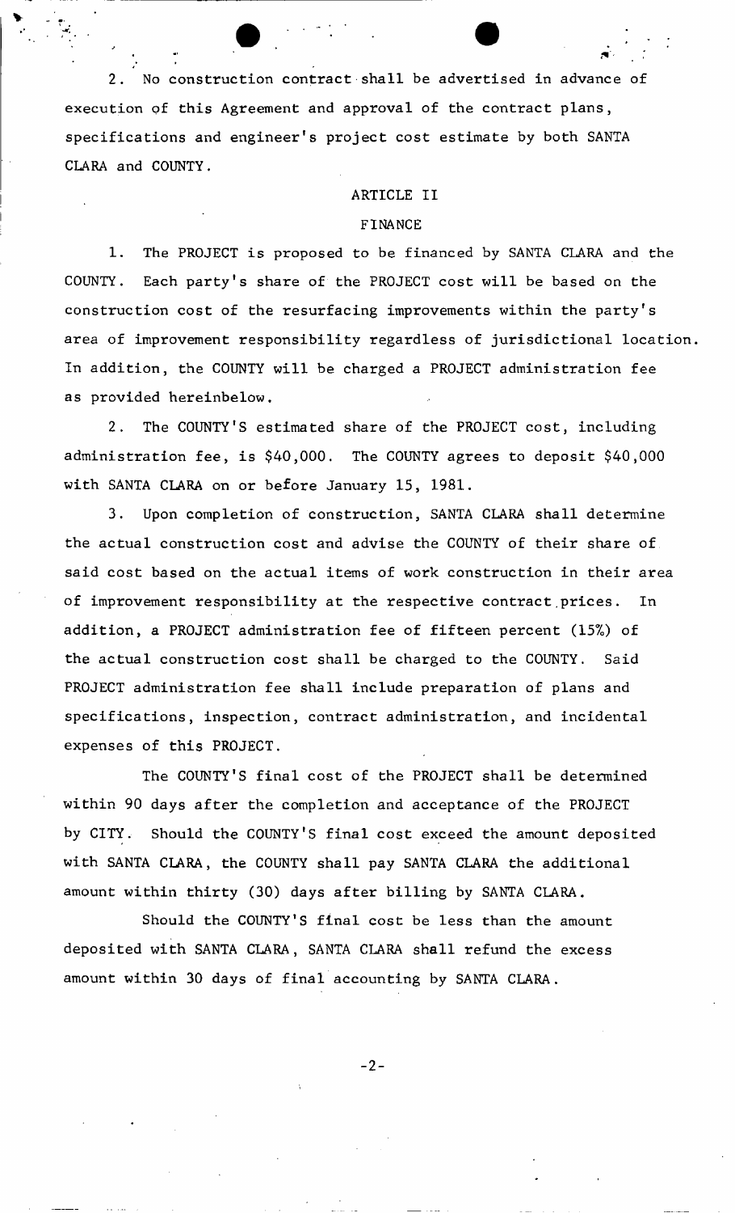2. No construction contract shall be advertised in advance of execution of this Agreement and approval of the contract plans, specifications and engineer's project cost estimate by both SANTA CLARA and COUNTY.

## ARTICLE II

## FINANCE

1. The PROJECT is proposed to be financed by SANTA CLARA and the COUNTY. Each party's share of the PROJECT cost will be based on the construction cost of the resurfacing improvements within the party's area of improvement responsibility regardless of jurisdictional location. In addition, the COUNTY will be charged a PROJECT administration fee as provided hereinbelow.

2. The COUNTY'S estimated share of the PROJECT cost, including administration fee, is $40,000. The COUNTY agrees to deposit $40,000 with SANTA CLARA on or before January 15, 1981.

3. Upon completion of construction, SANTA CLARA shall determine the actual construction cost and advise the COUNTY of their share of said cost based on the actual items of work construction in their area of improvement responsibility at the respective contract prices. In addition, a PROJECT administration fee of fifteen percent (15%) of the actual construction cost shall be charged to the COUNTY. Said PROJECT administration fee shall include preparation of plans and specifications, inspection, contract administration, and incidental expenses of this PROJECT.

The COUNTY'S final cost of the PROJECT shall be determined within 90 days after the completion and acceptance of the PROJECT by CITY. Should the COUNTY'S final cost exceed the amount deposited with SANTA CLARA, the COUNTY shall pay SANTA CLARA the additional amount within thirty (30) days after billing by SANTA CLARA.

Should the COUNTY'S final cost be less than the amount deposited with SANTA CLARA, SANTA CLARA shall refund the excess amount within 30 days of final accounting by SANTA CLARA.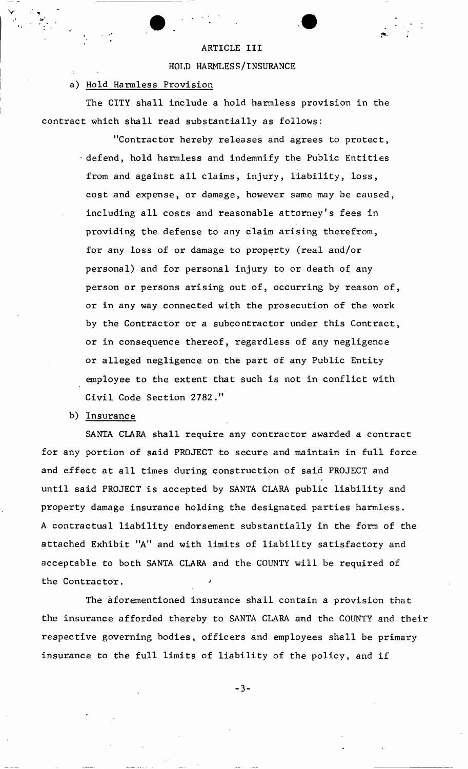## ARTICLE III

## HOLD HARMLESS/INSURANCE

a) Hold Harmless Provision

The CITY shall include a hold harmless provision in the contract which shall read substantially as follows:

> "Contractor hereby releases and agrees to protect, defend, hold harmless and indemnify the Public Entities from and against all claims, injury, liability, loss, cost and expense, or damage, however same may be caused, including all costs and reasonable attorney's fees in providing the defense to any claim arising therefrom, for any loss of or damage to property (real and/or personal) and for personal injury to or death of any person or persons arising out of, occurring by reason of, or in any way connected with the prosecution of the work by the Contractor or a subcontractor under this Contract, or in consequence thereof, regardless of any negligence or alleged negligence on the part of any Public Entity employee to the extent that such is not in conflict with Civil Code Section 2782."

b) Insurance

SANTA CLARA shall require any contractor awarded a contract for any portion of said PROJECT to secure and maintain in full force and effect at all times during construction of said PROJECT and until said PROJECT is accepted by SANTA CLARA public liability and property damage insurance holding the designated parties harmless. A contractual liability endorsement substantially in the form of the attached Exhibit "A" and with limits of liability satisfactory and acceptable to both SANTA CLARA and the COUNTY will be required of the Contractor.

The aforementioned insurance shall contain a provision that the insurance afforded thereby to SANTA CLARA and the COUNTY and their respective governing bodies, officers and employees shall be primary insurance to the full limits of liability of the policy, and if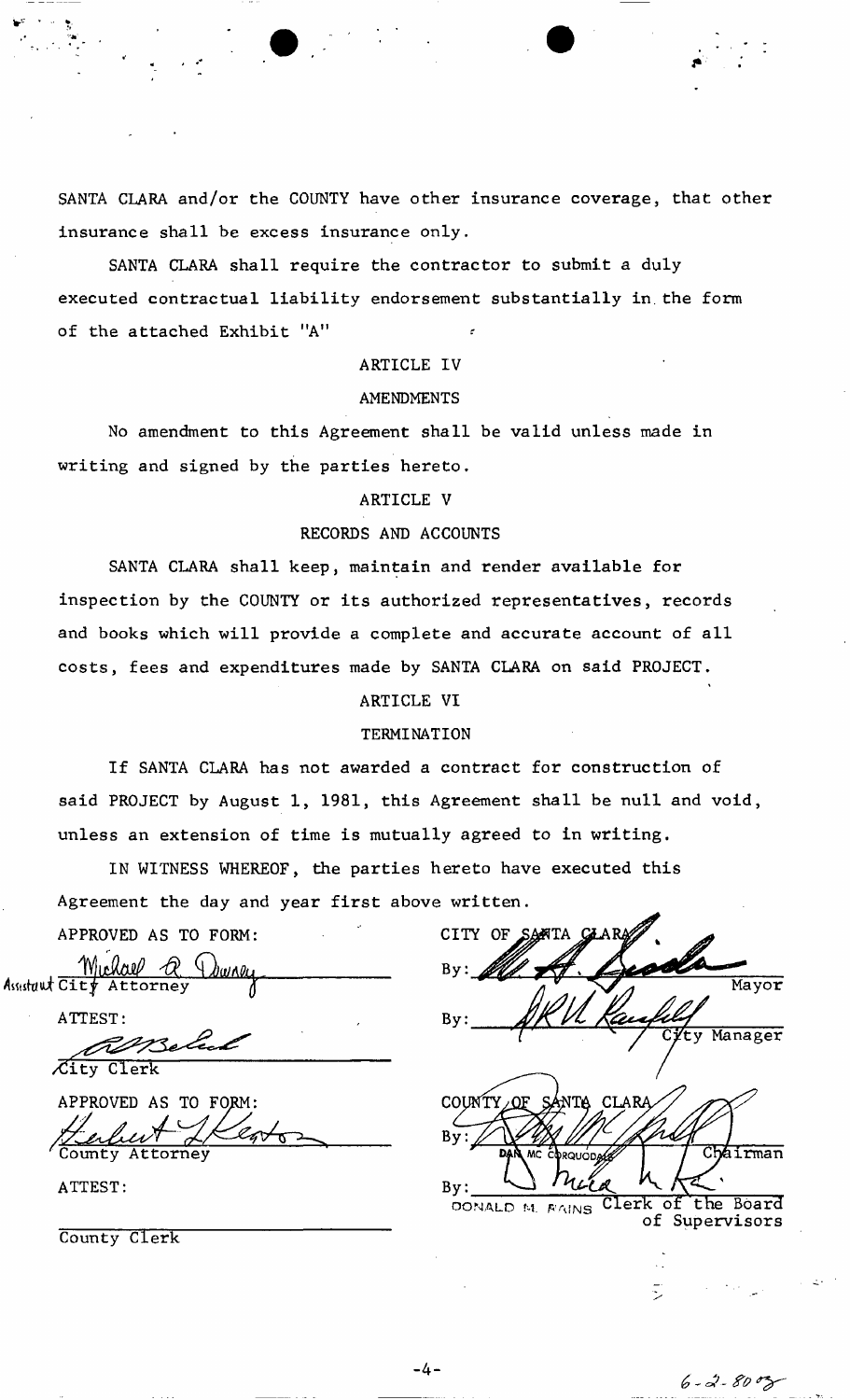SANTA CLARA and/or the COUNTY have other insurance coverage, that other insurance shall be excess insurance only.

SANTA CLARA shall require the contractor to submit a duly executed contractual liability endorsement substantially in the form of the attached Exhibit "A"

ARTICLE IV

AMENDMENTS

No amendment to this Agreement shall be valid unless made in writing and signed by the parties hereto.

ARTICLE V

RECORDS AND ACCOUNTS

SANTA CLARA shall keep, maintain and render available for inspection by the COUNTY or its authorized representatives, records and books which will provide a complete and accurate account of all costs, fees and expenditures made by SANTA CLARA on said PROJECT.

ARTICLE VI

TERMINATION

If SANTA CLARA has not awarded a contract for construction of said PROJECT by August 1, 1981, this Agreement shall be null and void, unless an extension of time is mutually agreed to in writing.

IN WITNESS WHEREOF, the parties hereto have executed this Agreement the day and year first above written.

APPROVED AS TO FORM:

Michael R. Downey
Assistant City Attorney

ATTEST:

City Clerk

APPROVED AS TO FORM:

County Attorney

ATTEST:

County Clerk

CITY OF SANTA CLARA

By: Mayor

By: City Manager

COUNTY OF SANTA CLARA

By: DAN MC CORQUODALE Chairman

By: DONALD M. RAINS Clerk of the Board of Supervisors

6-2-80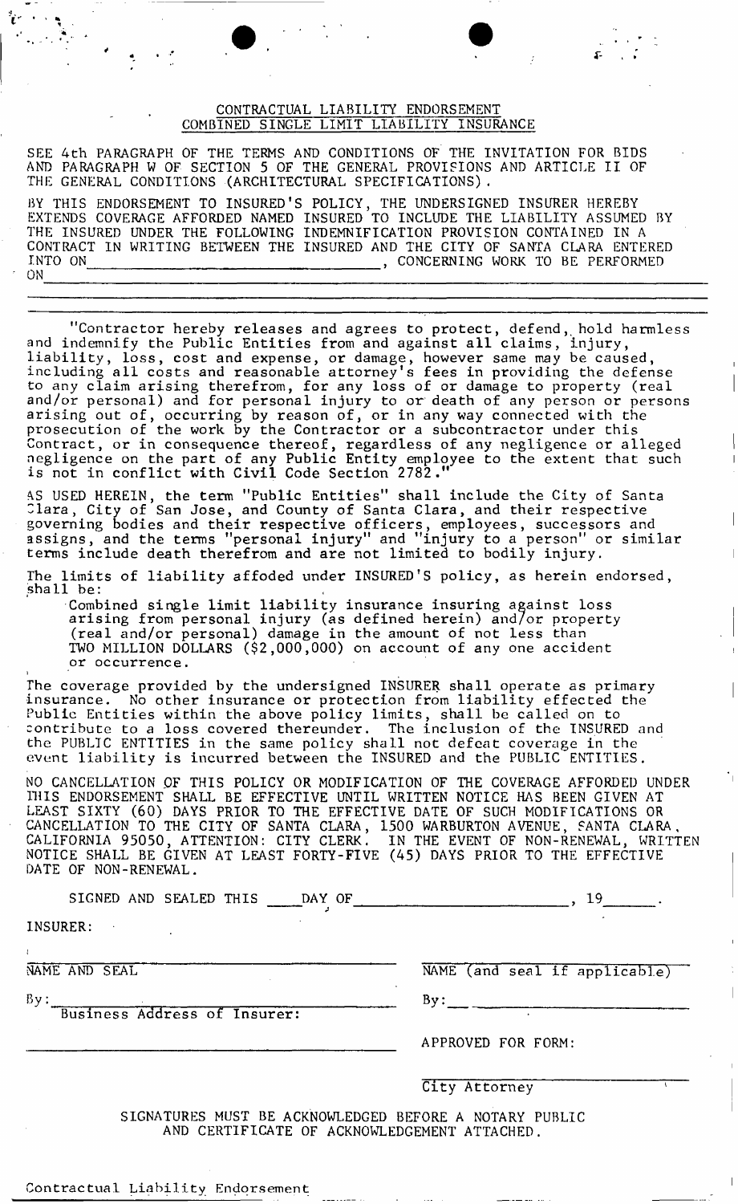# CONTRACTUAL LIABILITY ENDORSEMENT
## COMBINED SINGLE LIMIT LIABILITY INSURANCE

SEE 4th PARAGRAPH OF THE TERMS AND CONDITIONS OF THE INVITATION FOR BIDS AND PARAGRAPH W OF SECTION 5 OF THE GENERAL PROVISIONS AND ARTICLE II OF THE GENERAL CONDITIONS (ARCHITECTURAL SPECIFICATIONS).

BY THIS ENDORSEMENT TO INSURED'S POLICY, THE UNDERSIGNED INSURER HEREBY EXTENDS COVERAGE AFFORDED NAMED INSURED TO INCLUDE THE LIABILITY ASSUMED BY THE INSURED UNDER THE FOLLOWING INDEMNIFICATION PROVISION CONTAINED IN A CONTRACT IN WRITING BETWEEN THE INSURED AND THE CITY OF SANTA CLARA ENTERED INTO ON________________________, CONCERNING WORK TO BE PERFORMED ON________________________________________________________________

________________________________________________________________

"Contractor hereby releases and agrees to protect, defend, hold harmless and indemnify the Public Entities from and against all claims, injury, liability, loss, cost and expense, or damage, however same may be caused, including all costs and reasonable attorney's fees in providing the defense to any claim arising therefrom, for any loss of or damage to property (real and/or personal) and for personal injury to or death of any person or persons arising out of, occurring by reason of, or in any way connected with the prosecution of the work by the Contractor or a subcontractor under this Contract, or in consequence thereof, regardless of any negligence or alleged negligence on the part of any Public Entity employee to the extent that such is not in conflict with Civil Code Section 2782."

AS USED HEREIN, the term "Public Entities" shall include the City of Santa Clara, City of San Jose, and County of Santa Clara, and their respective governing bodies and their respective officers, employees, successors and assigns, and the terms "personal injury" and "injury to a person" or similar terms include death therefrom and are not limited to bodily injury.

The limits of liability affoded under INSURED'S policy, as herein endorsed, shall be:

Combined single limit liability insurance insuring against loss arising from personal injury (as defined herein) and/or property (real and/or personal) damage in the amount of not less than TWO MILLION DOLLARS ($2,000,000) on account of any one accident or occurrence.

The coverage provided by the undersigned INSURER shall operate as primary insurance. No other insurance or protection from liability effected the Public Entities within the above policy limits, shall be called on to contribute to a loss covered thereunder. The inclusion of the INSURED and the PUBLIC ENTITIES in the same policy shall not defeat coverage in the event liability is incurred between the INSURED and the PUBLIC ENTITIES.

NO CANCELLATION OF THIS POLICY OR MODIFICATION OF THE COVERAGE AFFORDED UNDER THIS ENDORSEMENT SHALL BE EFFECTIVE UNTIL WRITTEN NOTICE HAS BEEN GIVEN AT LEAST SIXTY (60) DAYS PRIOR TO THE EFFECTIVE DATE OF SUCH MODIFICATIONS OR CANCELLATION TO THE CITY OF SANTA CLARA, 1500 WARBURTON AVENUE, SANTA CLARA, CALIFORNIA 95050, ATTENTION: CITY CLERK. IN THE EVENT OF NON-RENEWAL, WRITTEN NOTICE SHALL BE GIVEN AT LEAST FORTY-FIVE (45) DAYS PRIOR TO THE EFFECTIVE DATE OF NON-RENEWAL.

SIGNED AND SEALED THIS ____DAY OF________________________, 19______.

INSURER:

| | |
|---|---|
| ________________________________ | ________________________________ |
| NAME AND SEAL | NAME (and seal if applicable) |
| By:_____________________________ | By:_____________________________ |
| Business Address of Insurer: | |
| ________________________________ | APPROVED FOR FORM: |
| | ________________________________ |
| | City Attorney |

SIGNATURES MUST BE ACKNOWLEDGED BEFORE A NOTARY PUBLIC AND CERTIFICATE OF ACKNOWLEDGEMENT ATTACHED.

Contractual Liability Endorsement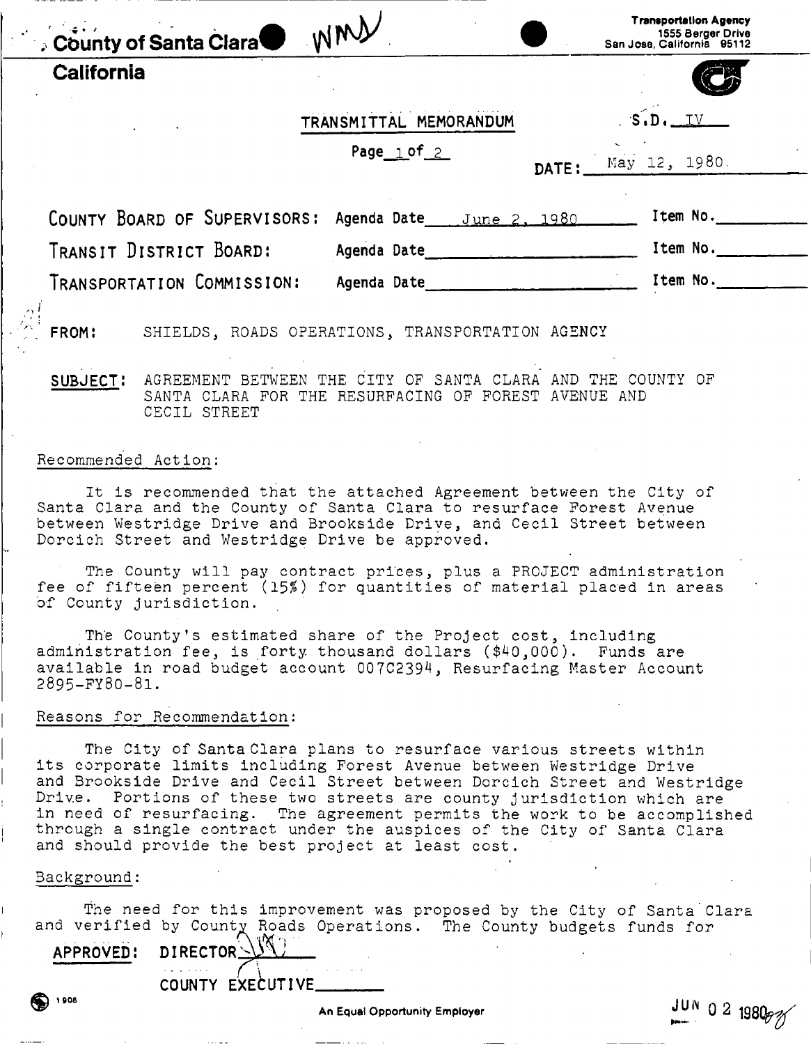County of Santa Clara

WMW

Transportation Agency
1555 Berger Drive
San Jose, California 95112

California

TRANSMITTAL MEMORANDUM

S.D. IV

Page 1 of 2

DATE: May 12, 1980

COUNTY BOARD OF SUPERVISORS: Agenda Date June 2, 1980 Item No.

TRANSIT DISTRICT BOARD: Agenda Date Item No.

TRANSPORTATION COMMISSION: Agenda Date Item No.

FROM: SHIELDS, ROADS OPERATIONS, TRANSPORTATION AGENCY

**SUBJECT:** AGREEMENT BETWEEN THE CITY OF SANTA CLARA AND THE COUNTY OF SANTA CLARA FOR THE RESURFACING OF FOREST AVENUE AND CECIL STREET

Recommended Action:

It is recommended that the attached Agreement between the City of Santa Clara and the County of Santa Clara to resurface Forest Avenue between Westridge Drive and Brookside Drive, and Cecil Street between Dorcich Street and Westridge Drive be approved.

The County will pay contract prices, plus a PROJECT administration fee of fifteen percent (15%) for quantities of material placed in areas of County jurisdiction.

The County's estimated share of the Project cost, including administration fee, is forty thousand dollars ($40,000). Funds are available in road budget account 007C2394, Resurfacing Master Account 2895-FY80-81.

Reasons for Recommendation:

The City of Santa Clara plans to resurface various streets within its corporate limits including Forest Avenue between Westridge Drive and Brookside Drive and Cecil Street between Dorcich Street and Westridge Drive. Portions of these two streets are county jurisdiction which are in need of resurfacing. The agreement permits the work to be accomplished through a single contract under the auspices of the City of Santa Clara and should provide the best project at least cost.

Background:

The need for this improvement was proposed by the City of Santa Clara and verified by County Roads Operations. The County budgets funds for

**APPROVED:** DIRECTOR

COUNTY EXECUTIVE

1906

An Equal Opportunity Employer

JUN 02 1980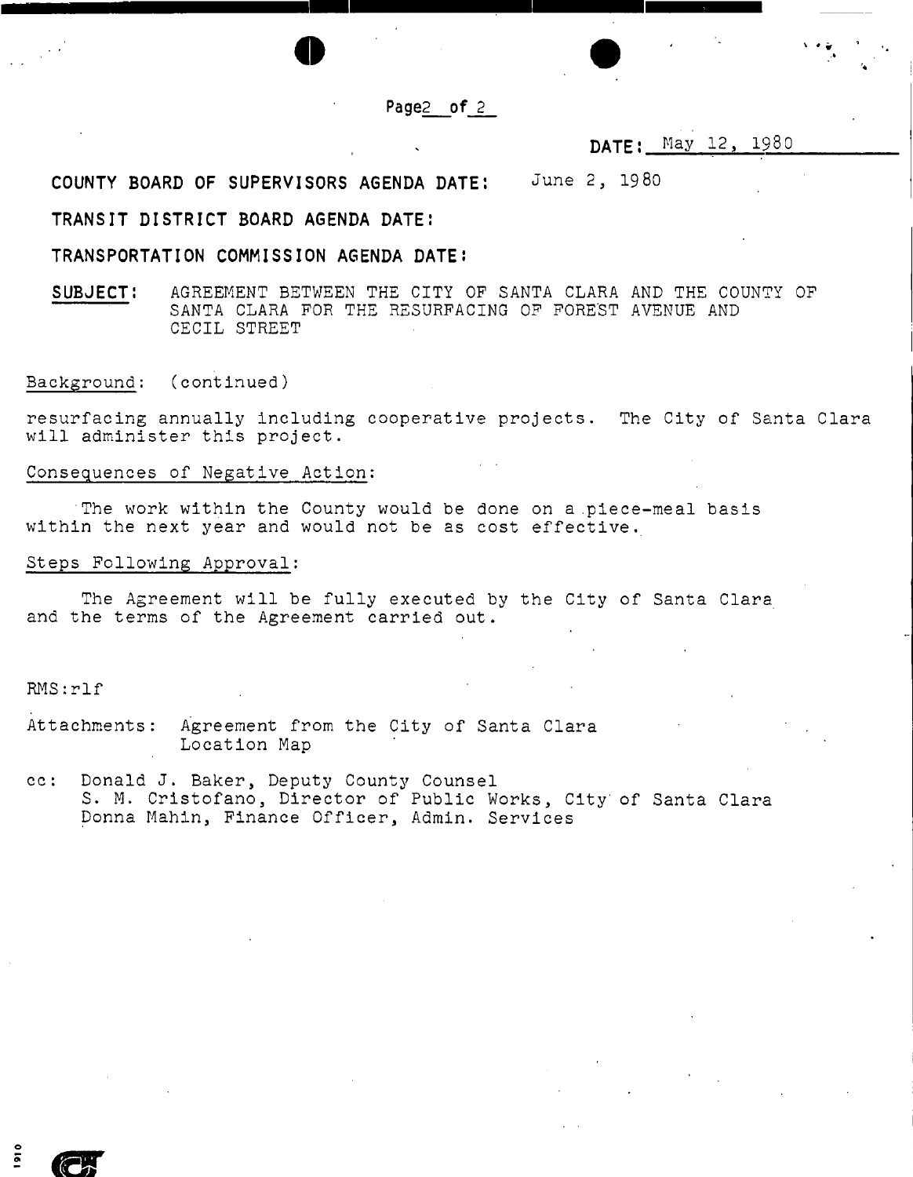**DATE:** May 12, 1980

**COUNTY BOARD OF SUPERVISORS AGENDA DATE:** June 2, 1980

**TRANSIT DISTRICT BOARD AGENDA DATE:**

**TRANSPORTATION COMMISSION AGENDA DATE:**

**SUBJECT:** AGREEMENT BETWEEN THE CITY OF SANTA CLARA AND THE COUNTY OF SANTA CLARA FOR THE RESURFACING OF FOREST AVENUE AND CECIL STREET

Background: (continued)

resurfacing annually including cooperative projects. The City of Santa Clara will administer this project.

Consequences of Negative Action:

The work within the County would be done on a piece-meal basis within the next year and would not be as cost effective.

Steps Following Approval:

The Agreement will be fully executed by the City of Santa Clara and the terms of the Agreement carried out.

RMS:rlf

Attachments: Agreement from the City of Santa Clara
Location Map

cc: Donald J. Baker, Deputy County Counsel
S. M. Cristofano, Director of Public Works, City of Santa Clara
Donna Mahin, Finance Officer, Admin. Services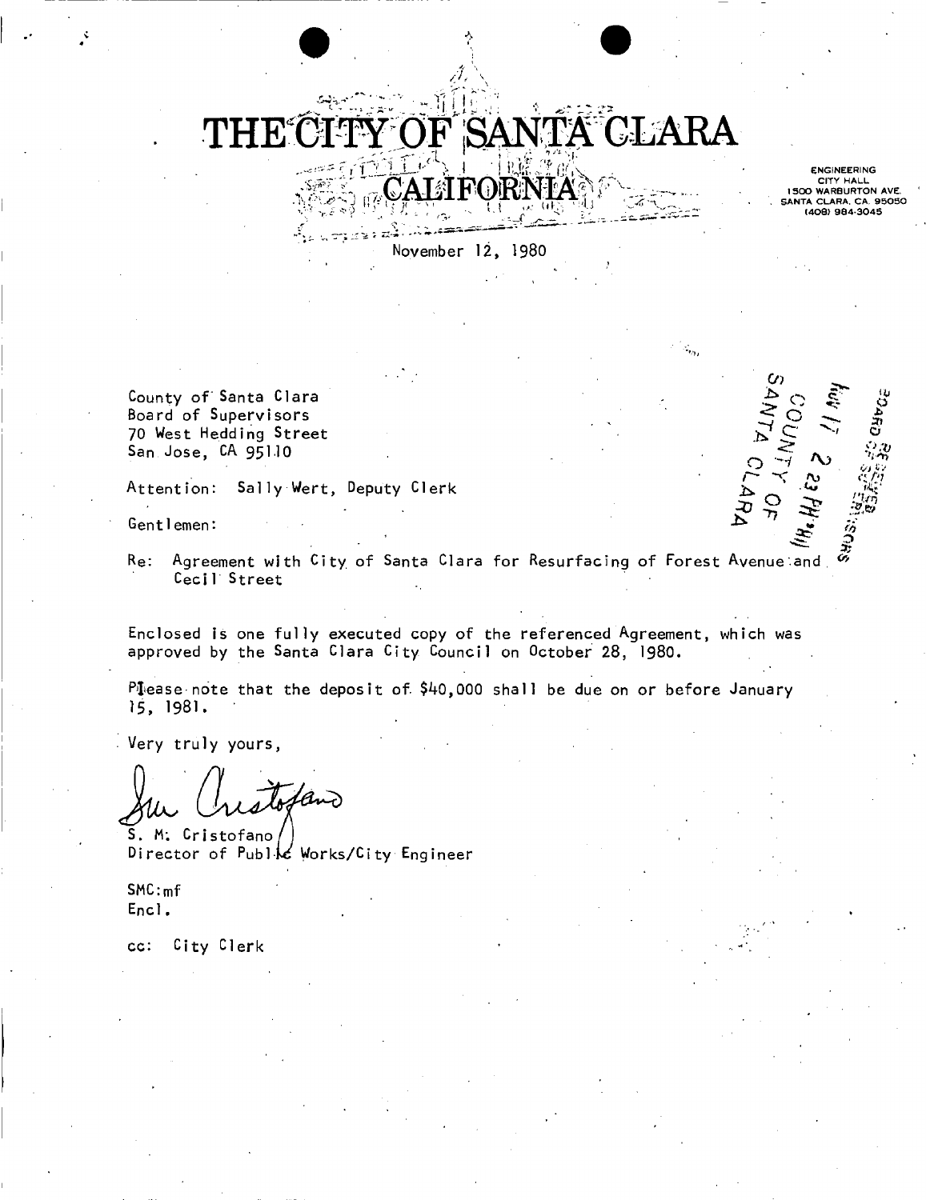# THE CITY OF SANTA CLARA
## CALIFORNIA

ENGINEERING
CITY HALL
1500 WARBURTON AVE.
SANTA CLARA, CA 95050
(408) 984-3045

November 12, 1980

County of Santa Clara
Board of Supervisors
70 West Hedding Street
San Jose, CA 95110

Attention: Sally Wert, Deputy Clerk

Gentlemen:

Re: Agreement with City of Santa Clara for Resurfacing of Forest Avenue and Cecil Street

Enclosed is one fully executed copy of the referenced Agreement, which was approved by the Santa Clara City Council on October 28, 1980.

Please note that the deposit of $40,000 shall be due on or before January 15, 1981.

Very truly yours,

S. M. Cristofano
Director of Public Works/City Engineer

SMC:mf
Encl.

cc: City Clerk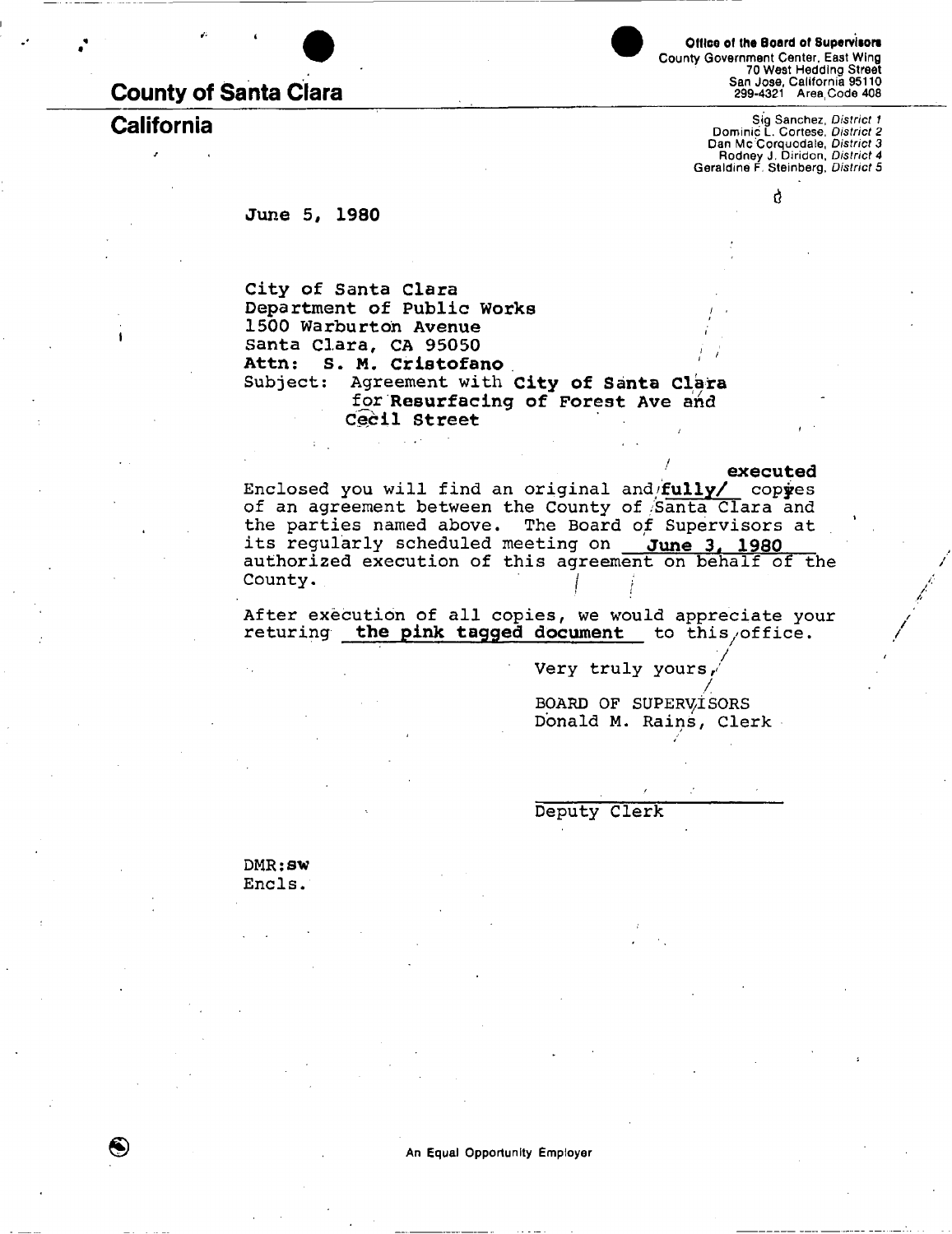# County of Santa Clara

## California

**Office of the Board of Supervisors**
County Government Center, East Wing
70 West Hedding Street
San Jose, California 95110
299-4321 Area Code 408

Sig Sanchez, *District 1*
Dominic L. Cortese, *District 2*
Dan Mc Corquodale, *District 3*
Rodney J. Diridon, *District 4*
Geraldine F. Steinberg, *District 5*

June 5, 1980

City of Santa Clara
Department of Public Works
1500 Warburton Avenue
Santa Clara, CA 95050
**Attn: S. M. Cristofano**
Subject: Agreement with **City of Santa Clara for Resurfacing of Forest Ave and Cecil Street**

Enclosed you will find an original and **fully/ executed** copies of an agreement between the County of Santa Clara and the parties named above. The Board of Supervisors at its regularly scheduled meeting on **June 3, 1980** authorized execution of this agreement on behalf of the County.

After execution of all copies, we would appreciate your returing **the pink tagged document** to this office.

Very truly yours,

BOARD OF SUPERVISORS
Donald M. Rains, Clerk

Deputy Clerk

DMR:sw
Encls.

An Equal Opportunity Employer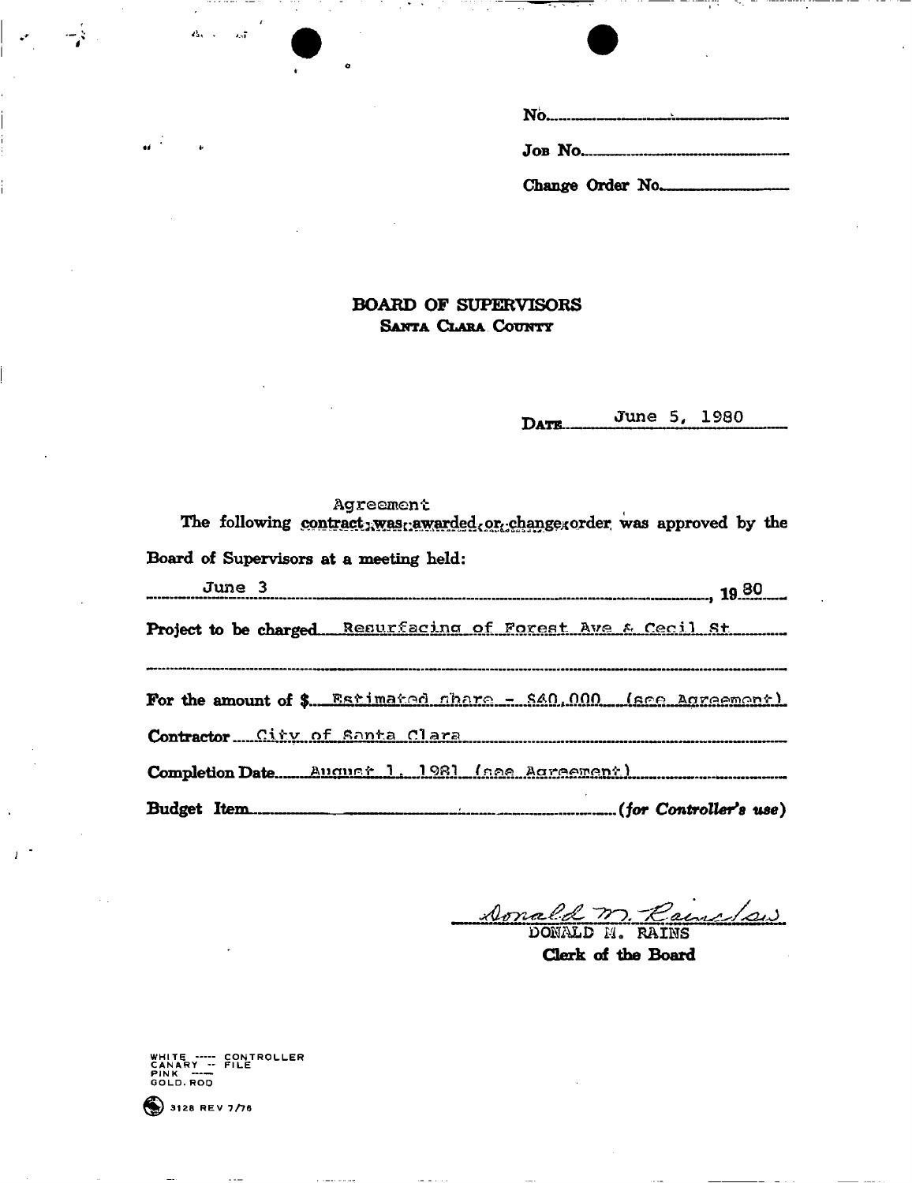No. \_\_\_\_\_\_\_\_\_\_

Job No. \_\_\_\_\_\_\_\_\_\_

Change Order No. \_\_\_\_\_\_\_\_\_\_

## BOARD OF SUPERVISORS
**SANTA CLARA COUNTY**

DATE June 5, 1980

Agreement
The following ~~contract was awarded or change order~~ was approved by the Board of Supervisors at a meeting held:

June 3, 1980

Project to be charged Resurfacing of Forest Ave & Cecil St

For the amount of $ Estimated share - $40,000 (see Agreement)

Contractor City of Santa Clara

Completion Date August 1, 1981 (see Agreement)

Budget Item \_\_\_\_\_\_\_\_\_\_ *(for Controller's use)*

Donald M. Rains /sw
DONALD M. RAINS
**Clerk of the Board**

WHITE ----- CONTROLLER
CANARY -- FILE
PINK -----
GOLD. ROD

3128 REV 7/76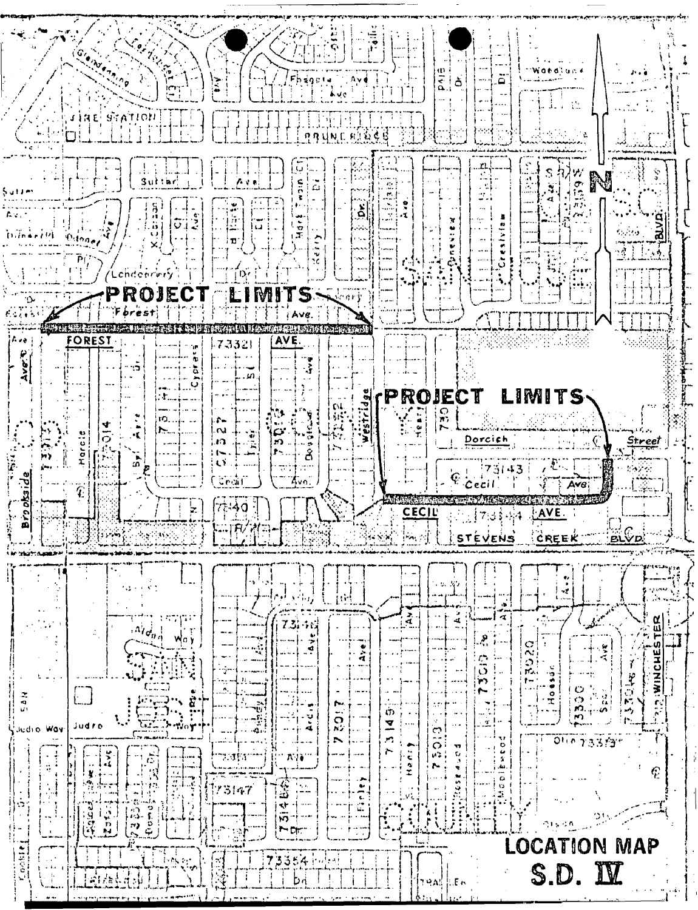PROJECT LIMITS

PROJECT LIMITS

LOCATION MAP

S.D. IV